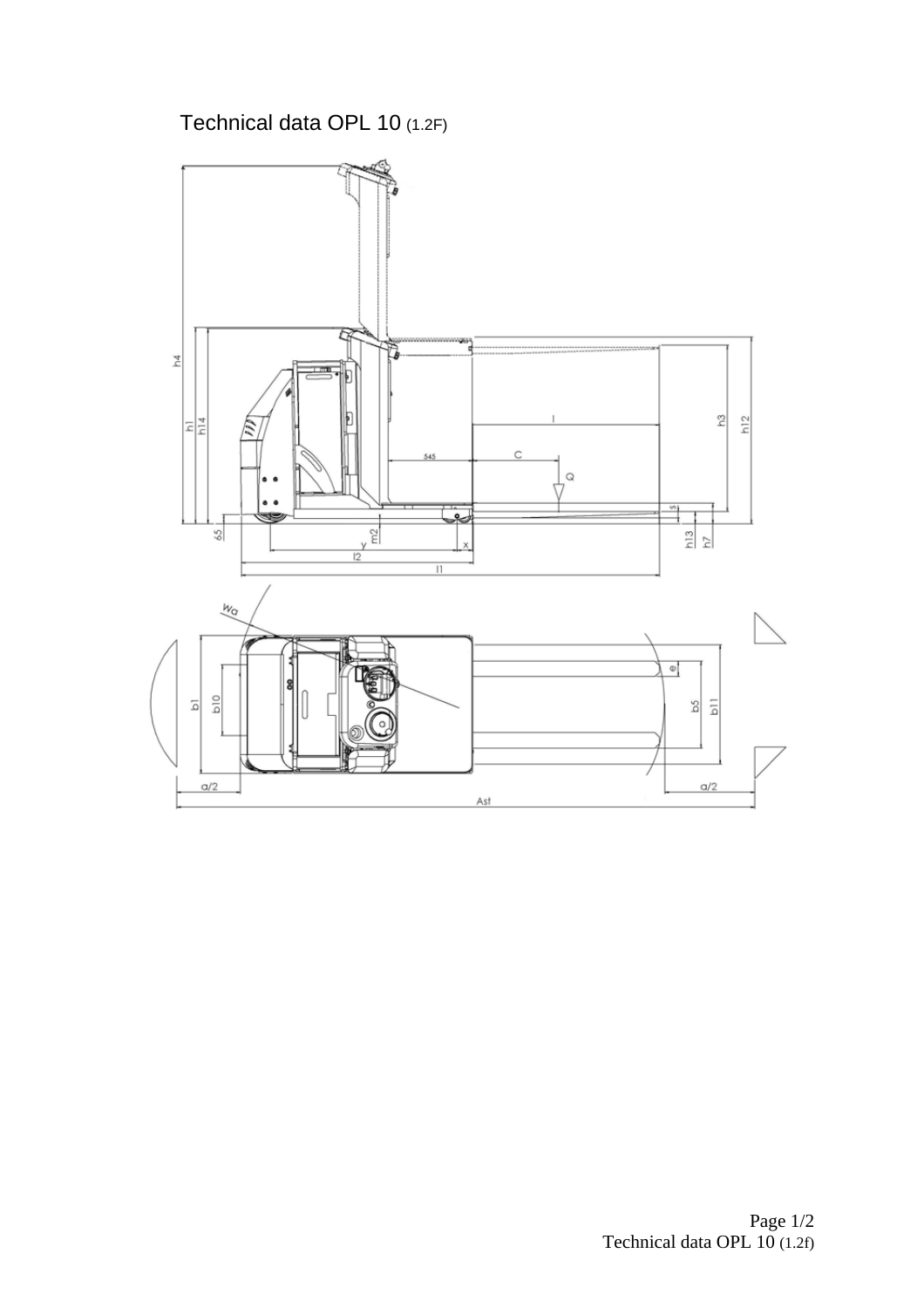# Technical data OPL 10 (1.2F)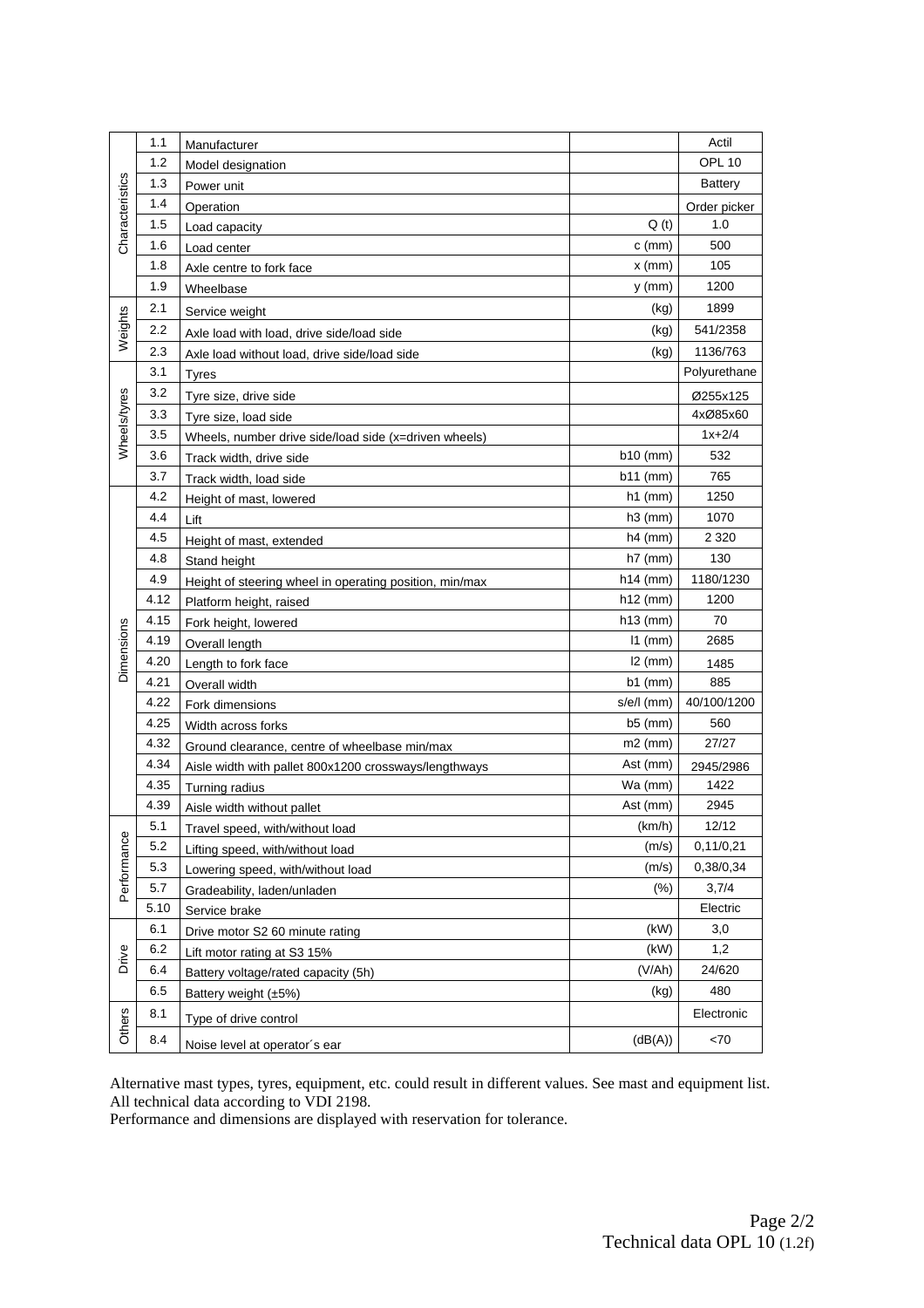| | | | | |
|---|---|---|---|---|
| Characteristics | 1.1 | Manufacturer | | Actil |
| | 1.2 | Model designation | | OPL 10 |
| | 1.3 | Power unit | | Battery |
| | 1.4 | Operation | | Order picker |
| | 1.5 | Load capacity | Q (t) | 1.0 |
| | 1.6 | Load center | c (mm) | 500 |
| | 1.8 | Axle centre to fork face | x (mm) | 105 |
| | 1.9 | Wheelbase | y (mm) | 1200 |
| Weights | 2.1 | Service weight | (kg) | 1899 |
| | 2.2 | Axle load with load, drive side/load side | (kg) | 541/2358 |
| | 2.3 | Axle load without load, drive side/load side | (kg) | 1136/763 |
| Wheels/tyres | 3.1 | Tyres | | Polyurethane |
| | 3.2 | Tyre size, drive side | | Ø255x125 |
| | 3.3 | Tyre size, load side | | 4xØ85x60 |
| | 3.5 | Wheels, number drive side/load side (x=driven wheels) | | 1x+2/4 |
| | 3.6 | Track width, drive side | b10 (mm) | 532 |
| | 3.7 | Track width, load side | b11 (mm) | 765 |
| Dimensions | 4.2 | Height of mast, lowered | h1 (mm) | 1250 |
| | 4.4 | Lift | h3 (mm) | 1070 |
| | 4.5 | Height of mast, extended | h4 (mm) | 2 320 |
| | 4.8 | Stand height | h7 (mm) | 130 |
| | 4.9 | Height of steering wheel in operating position, min/max | h14 (mm) | 1180/1230 |
| | 4.12 | Platform height, raised | h12 (mm) | 1200 |
| | 4.15 | Fork height, lowered | h13 (mm) | 70 |
| | 4.19 | Overall length | l1 (mm) | 2685 |
| | 4.20 | Length to fork face | l2 (mm) | 1485 |
| | 4.21 | Overall width | b1 (mm) | 885 |
| | 4.22 | Fork dimensions | s/e/l (mm) | 40/100/1200 |
| | 4.25 | Width across forks | b5 (mm) | 560 |
| | 4.32 | Ground clearance, centre of wheelbase min/max | m2 (mm) | 27/27 |
| | 4.34 | Aisle width with pallet 800x1200 crossways/lengthways | Ast (mm) | 2945/2986 |
| | 4.35 | Turning radius | Wa (mm) | 1422 |
| | 4.39 | Aisle width without pallet | Ast (mm) | 2945 |
| Performance | 5.1 | Travel speed, with/without load | (km/h) | 12/12 |
| | 5.2 | Lifting speed, with/without load | (m/s) | 0,11/0,21 |
| | 5.3 | Lowering speed, with/without load | (m/s) | 0,38/0,34 |
| | 5.7 | Gradeability, laden/unladen | (%) | 3,7/4 |
| | 5.10 | Service brake | | Electric |
| Drive | 6.1 | Drive motor S2 60 minute rating | (kW) | 3,0 |
| | 6.2 | Lift motor rating at S3 15% | (kW) | 1,2 |
| | 6.4 | Battery voltage/rated capacity (5h) | (V/Ah) | 24/620 |
| | 6.5 | Battery weight (±5%) | (kg) | 480 |
| Others | 8.1 | Type of drive control | | Electronic |
| | 8.4 | Noise level at operator´s ear | (dB(A)) | <70 |

Alternative mast types, tyres, equipment, etc. could result in different values. See mast and equipment list.
All technical data according to VDI 2198.
Performance and dimensions are displayed with reservation for tolerance.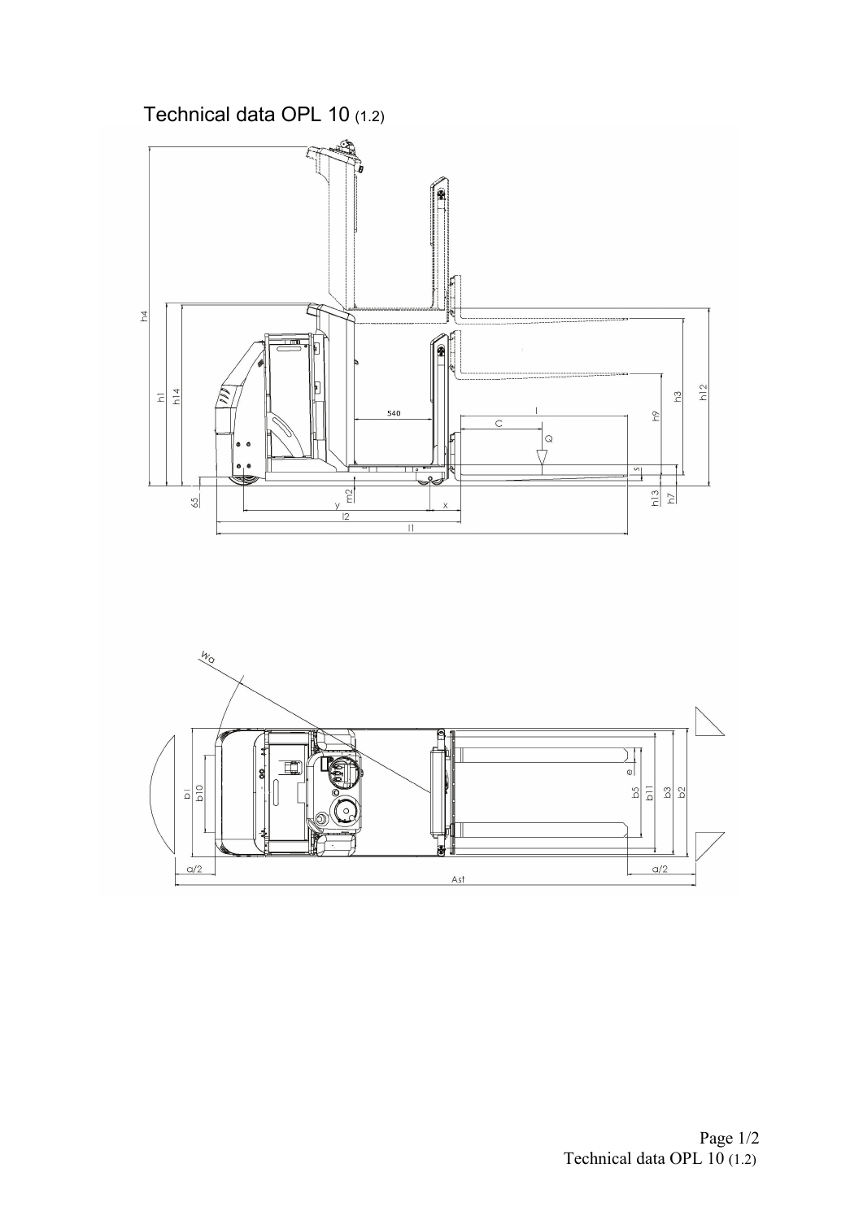# Technical data OPL 10 (1.2)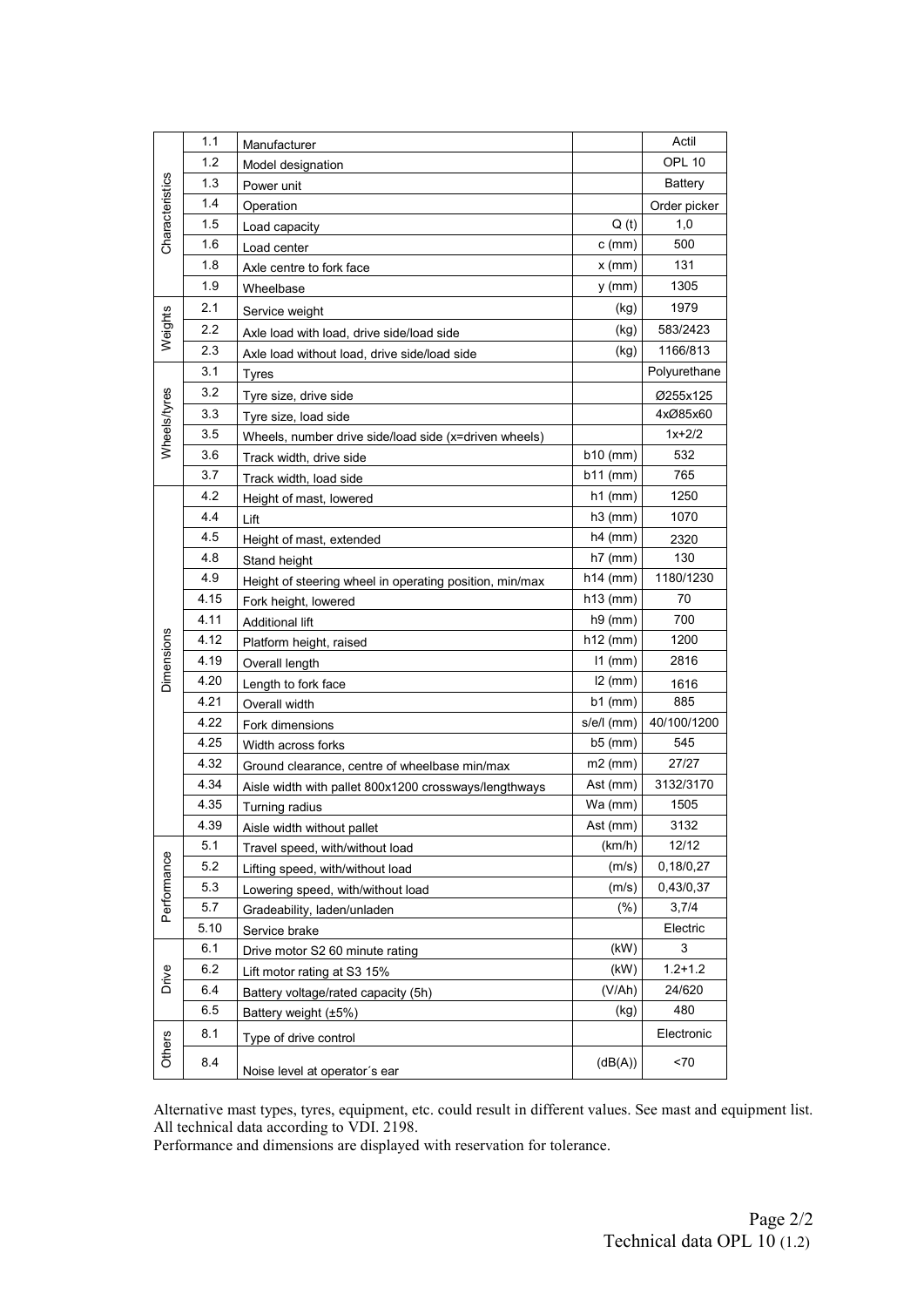| | | | | |
|---|---|---|---|---|
| Characteristics | 1.1 | Manufacturer | | Actil |
| | 1.2 | Model designation | | OPL 10 |
| | 1.3 | Power unit | | Battery |
| | 1.4 | Operation | | Order picker |
| | 1.5 | Load capacity | Q (t) | 1,0 |
| | 1.6 | Load center | c (mm) | 500 |
| | 1.8 | Axle centre to fork face | x (mm) | 131 |
| | 1.9 | Wheelbase | y (mm) | 1305 |
| Weights | 2.1 | Service weight | (kg) | 1979 |
| | 2.2 | Axle load with load, drive side/load side | (kg) | 583/2423 |
| | 2.3 | Axle load without load, drive side/load side | (kg) | 1166/813 |
| Wheels/tyres | 3.1 | Tyres | | Polyurethane |
| | 3.2 | Tyre size, drive side | | Ø255x125 |
| | 3.3 | Tyre size, load side | | 4xØ85x60 |
| | 3.5 | Wheels, number drive side/load side (x=driven wheels) | | 1x+2/2 |
| | 3.6 | Track width, drive side | b10 (mm) | 532 |
| | 3.7 | Track width, load side | b11 (mm) | 765 |
| Dimensions | 4.2 | Height of mast, lowered | h1 (mm) | 1250 |
| | 4.4 | Lift | h3 (mm) | 1070 |
| | 4.5 | Height of mast, extended | h4 (mm) | 2320 |
| | 4.8 | Stand height | h7 (mm) | 130 |
| | 4.9 | Height of steering wheel in operating position, min/max | h14 (mm) | 1180/1230 |
| | 4.15 | Fork height, lowered | h13 (mm) | 70 |
| | 4.11 | Additional lift | h9 (mm) | 700 |
| | 4.12 | Platform height, raised | h12 (mm) | 1200 |
| | 4.19 | Overall length | l1 (mm) | 2816 |
| | 4.20 | Length to fork face | l2 (mm) | 1616 |
| | 4.21 | Overall width | b1 (mm) | 885 |
| | 4.22 | Fork dimensions | s/e/l (mm) | 40/100/1200 |
| | 4.25 | Width across forks | b5 (mm) | 545 |
| | 4.32 | Ground clearance, centre of wheelbase min/max | m2 (mm) | 27/27 |
| | 4.34 | Aisle width with pallet 800x1200 crossways/lengthways | Ast (mm) | 3132/3170 |
| | 4.35 | Turning radius | Wa (mm) | 1505 |
| | 4.39 | Aisle width without pallet | Ast (mm) | 3132 |
| Performance | 5.1 | Travel speed, with/without load | (km/h) | 12/12 |
| | 5.2 | Lifting speed, with/without load | (m/s) | 0,18/0,27 |
| | 5.3 | Lowering speed, with/without load | (m/s) | 0,43/0,37 |
| | 5.7 | Gradeability, laden/unladen | (%) | 3,7/4 |
| | 5.10 | Service brake | | Electric |
| Drive | 6.1 | Drive motor S2 60 minute rating | (kW) | 3 |
| | 6.2 | Lift motor rating at S3 15% | (kW) | 1.2+1.2 |
| | 6.4 | Battery voltage/rated capacity (5h) | (V/Ah) | 24/620 |
| | 6.5 | Battery weight (±5%) | (kg) | 480 |
| Others | 8.1 | Type of drive control | | Electronic |
| | 8.4 | Noise level at operator´s ear | (dB(A)) | <70 |

Alternative mast types, tyres, equipment, etc. could result in different values. See mast and equipment list.
All technical data according to VDI. 2198.
Performance and dimensions are displayed with reservation for tolerance.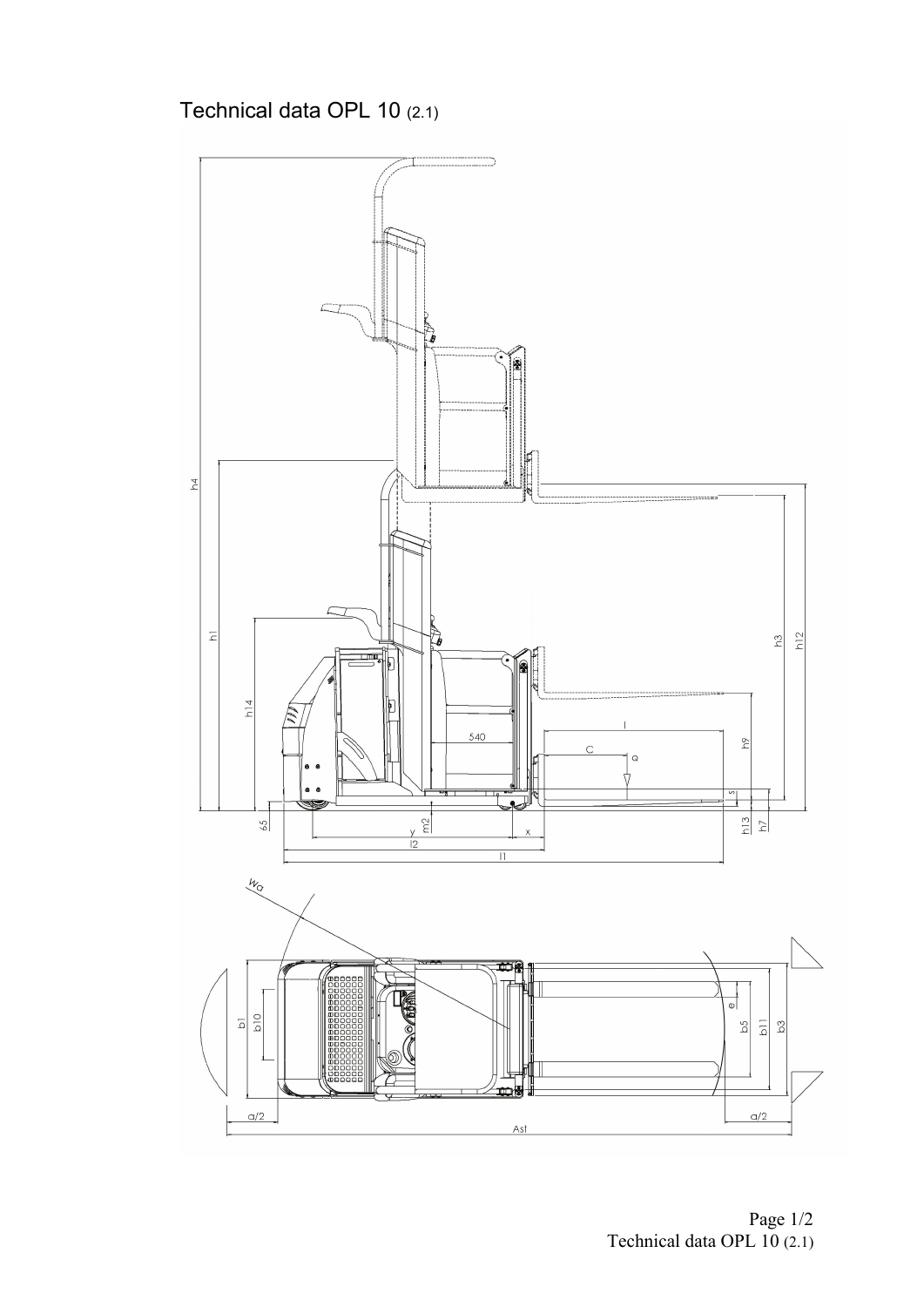# Technical data OPL 10 (2.1)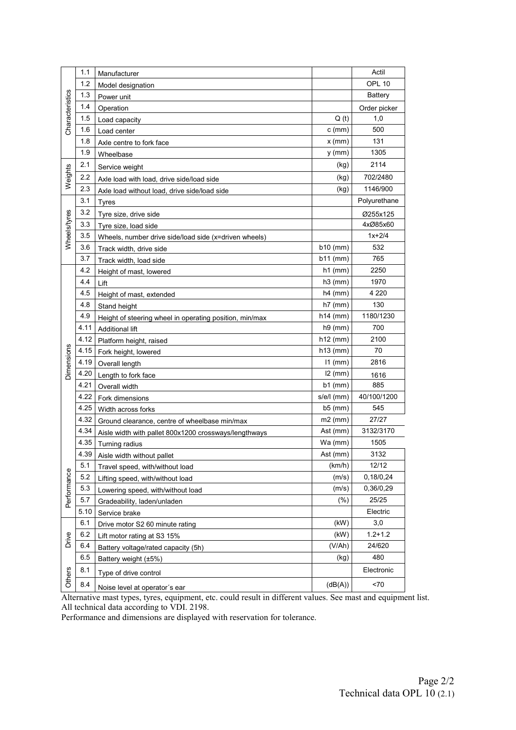| | | | | |
|---|---|---|---|---|
| Characteristics | 1.1 | Manufacturer | | Actil |
| | 1.2 | Model designation | | OPL 10 |
| | 1.3 | Power unit | | Battery |
| | 1.4 | Operation | | Order picker |
| | 1.5 | Load capacity | Q (t) | 1,0 |
| | 1.6 | Load center | c (mm) | 500 |
| | 1.8 | Axle centre to fork face | x (mm) | 131 |
| | 1.9 | Wheelbase | y (mm) | 1305 |
| Weights | 2.1 | Service weight | (kg) | 2114 |
| | 2.2 | Axle load with load, drive side/load side | (kg) | 702/2480 |
| | 2.3 | Axle load without load, drive side/load side | (kg) | 1146/900 |
| Wheels/tyres | 3.1 | Tyres | | Polyurethane |
| | 3.2 | Tyre size, drive side | | Ø255x125 |
| | 3.3 | Tyre size, load side | | 4xØ85x60 |
| | 3.5 | Wheels, number drive side/load side (x=driven wheels) | | 1x+2/4 |
| | 3.6 | Track width, drive side | b10 (mm) | 532 |
| | 3.7 | Track width, load side | b11 (mm) | 765 |
| Dimensions | 4.2 | Height of mast, lowered | h1 (mm) | 2250 |
| | 4.4 | Lift | h3 (mm) | 1970 |
| | 4.5 | Height of mast, extended | h4 (mm) | 4 220 |
| | 4.8 | Stand height | h7 (mm) | 130 |
| | 4.9 | Height of steering wheel in operating position, min/max | h14 (mm) | 1180/1230 |
| | 4.11 | Additional lift | h9 (mm) | 700 |
| | 4.12 | Platform height, raised | h12 (mm) | 2100 |
| | 4.15 | Fork height, lowered | h13 (mm) | 70 |
| | 4.19 | Overall length | l1 (mm) | 2816 |
| | 4.20 | Length to fork face | l2 (mm) | 1616 |
| | 4.21 | Overall width | b1 (mm) | 885 |
| | 4.22 | Fork dimensions | s/e/l (mm) | 40/100/1200 |
| | 4.25 | Width across forks | b5 (mm) | 545 |
| | 4.32 | Ground clearance, centre of wheelbase min/max | m2 (mm) | 27/27 |
| | 4.34 | Aisle width with pallet 800x1200 crossways/lengthways | Ast (mm) | 3132/3170 |
| | 4.35 | Turning radius | Wa (mm) | 1505 |
| | 4.39 | Aisle width without pallet | Ast (mm) | 3132 |
| Performance | 5.1 | Travel speed, with/without load | (km/h) | 12/12 |
| | 5.2 | Lifting speed, with/without load | (m/s) | 0,18/0,24 |
| | 5.3 | Lowering speed, with/without load | (m/s) | 0,36/0,29 |
| | 5.7 | Gradeability, laden/unladen | (%) | 25/25 |
| | 5.10 | Service brake | | Electric |
| Drive | 6.1 | Drive motor S2 60 minute rating | (kW) | 3,0 |
| | 6.2 | Lift motor rating at S3 15% | (kW) | 1.2+1.2 |
| | 6.4 | Battery voltage/rated capacity (5h) | (V/Ah) | 24/620 |
| | 6.5 | Battery weight (±5%) | (kg) | 480 |
| Others | 8.1 | Type of drive control | | Electronic |
| | 8.4 | Noise level at operator´s ear | (dB(A)) | <70 |

Alternative mast types, tyres, equipment, etc. could result in different values. See mast and equipment list.
All technical data according to VDI. 2198.
Performance and dimensions are displayed with reservation for tolerance.